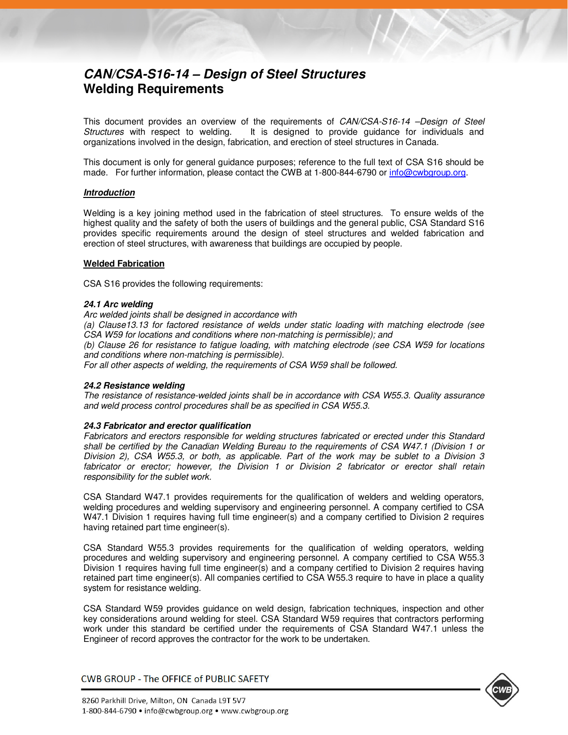# *CAN/CSA-S16-14 – Design of Steel Structures*
## Welding Requirements

This document provides an overview of the requirements of *CAN/CSA-S16-14 –Design of Steel Structures* with respect to welding. It is designed to provide guidance for individuals and organizations involved in the design, fabrication, and erection of steel structures in Canada.

This document is only for general guidance purposes; reference to the full text of CSA S16 should be made. For further information, please contact the CWB at 1-800-844-6790 or [info@cwbgroup.org](mailto:info@cwbgroup.org).

### ***Introduction***

Welding is a key joining method used in the fabrication of steel structures. To ensure welds of the highest quality and the safety of both the users of buildings and the general public, CSA Standard S16 provides specific requirements around the design of steel structures and welded fabrication and erection of steel structures, with awareness that buildings are occupied by people.

### **Welded Fabrication**

CSA S16 provides the following requirements:

***24.1 Arc welding***

*Arc welded joints shall be designed in accordance with*
*(a) Clause13.13 for factored resistance of welds under static loading with matching electrode (see CSA W59 for locations and conditions where non-matching is permissible); and*
*(b) Clause 26 for resistance to fatigue loading, with matching electrode (see CSA W59 for locations and conditions where non-matching is permissible).*
*For all other aspects of welding, the requirements of CSA W59 shall be followed.*

***24.2 Resistance welding***

*The resistance of resistance-welded joints shall be in accordance with CSA W55.3. Quality assurance and weld process control procedures shall be as specified in CSA W55.3.*

***24.3 Fabricator and erector qualification***

*Fabricators and erectors responsible for welding structures fabricated or erected under this Standard shall be certified by the Canadian Welding Bureau to the requirements of CSA W47.1 (Division 1 or Division 2), CSA W55.3, or both, as applicable. Part of the work may be sublet to a Division 3 fabricator or erector; however, the Division 1 or Division 2 fabricator or erector shall retain responsibility for the sublet work.*

CSA Standard W47.1 provides requirements for the qualification of welders and welding operators, welding procedures and welding supervisory and engineering personnel. A company certified to CSA W47.1 Division 1 requires having full time engineer(s) and a company certified to Division 2 requires having retained part time engineer(s).

CSA Standard W55.3 provides requirements for the qualification of welding operators, welding procedures and welding supervisory and engineering personnel. A company certified to CSA W55.3 Division 1 requires having full time engineer(s) and a company certified to Division 2 requires having retained part time engineer(s). All companies certified to CSA W55.3 require to have in place a quality system for resistance welding.

CSA Standard W59 provides guidance on weld design, fabrication techniques, inspection and other key considerations around welding for steel. CSA Standard W59 requires that contractors performing work under this standard be certified under the requirements of CSA Standard W47.1 unless the Engineer of record approves the contractor for the work to be undertaken.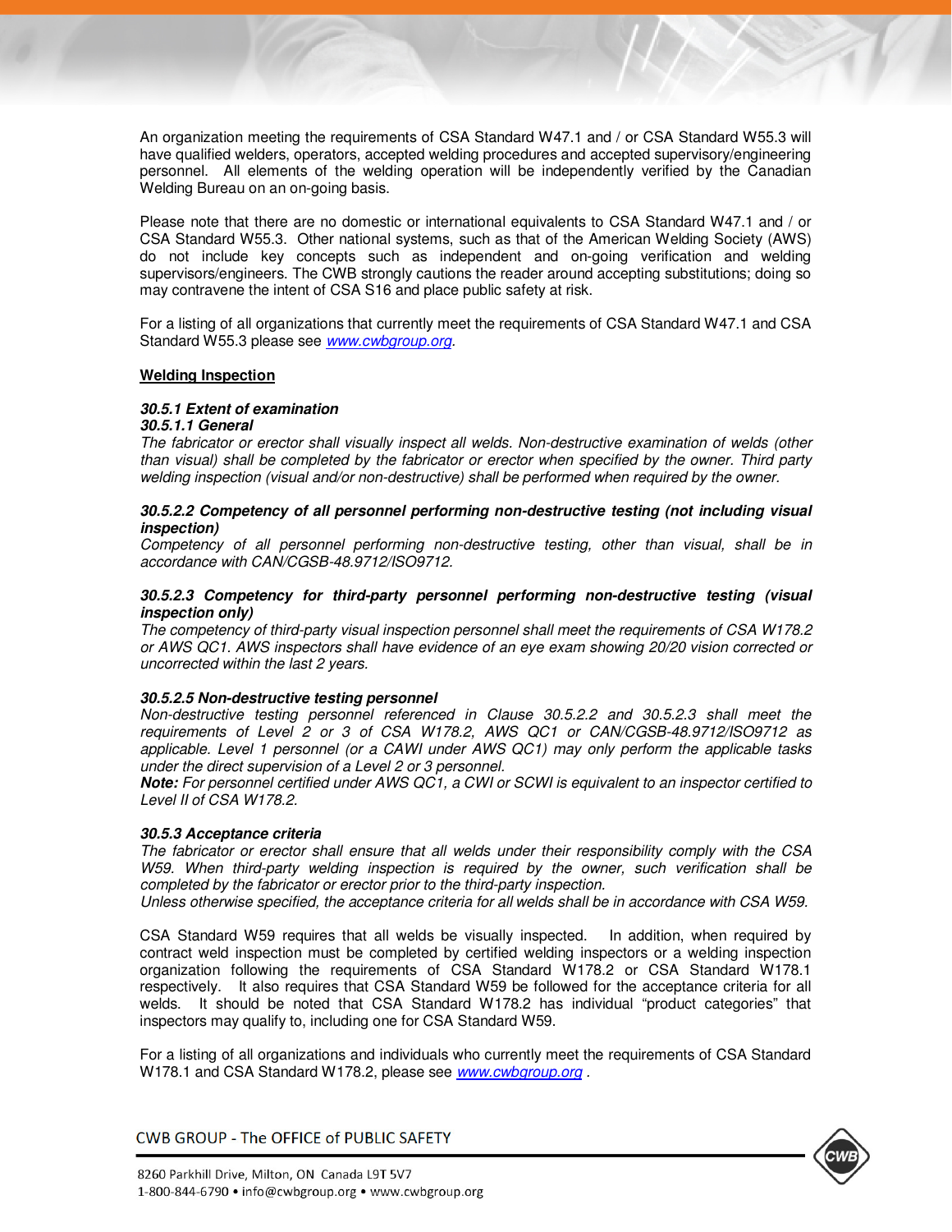An organization meeting the requirements of CSA Standard W47.1 and / or CSA Standard W55.3 will have qualified welders, operators, accepted welding procedures and accepted supervisory/engineering personnel. All elements of the welding operation will be independently verified by the Canadian Welding Bureau on an on-going basis.

Please note that there are no domestic or international equivalents to CSA Standard W47.1 and / or CSA Standard W55.3. Other national systems, such as that of the American Welding Society (AWS) do not include key concepts such as independent and on-going verification and welding supervisors/engineers. The CWB strongly cautions the reader around accepting substitutions; doing so may contravene the intent of CSA S16 and place public safety at risk.

For a listing of all organizations that currently meet the requirements of CSA Standard W47.1 and CSA Standard W55.3 please see [www.cwbgroup.org](http://www.cwbgroup.org).

**Welding Inspection**

***30.5.1 Extent of examination***
***30.5.1.1 General***
*The fabricator or erector shall visually inspect all welds. Non-destructive examination of welds (other than visual) shall be completed by the fabricator or erector when specified by the owner. Third party welding inspection (visual and/or non-destructive) shall be performed when required by the owner.*

***30.5.2.2 Competency of all personnel performing non-destructive testing (not including visual inspection)***
*Competency of all personnel performing non-destructive testing, other than visual, shall be in accordance with CAN/CGSB-48.9712/ISO9712.*

***30.5.2.3 Competency for third-party personnel performing non-destructive testing (visual inspection only)***
*The competency of third-party visual inspection personnel shall meet the requirements of CSA W178.2 or AWS QC1. AWS inspectors shall have evidence of an eye exam showing 20/20 vision corrected or uncorrected within the last 2 years.*

***30.5.2.5 Non-destructive testing personnel***
*Non-destructive testing personnel referenced in Clause 30.5.2.2 and 30.5.2.3 shall meet the requirements of Level 2 or 3 of CSA W178.2, AWS QC1 or CAN/CGSB-48.9712/ISO9712 as applicable. Level 1 personnel (or a CAWI under AWS QC1) may only perform the applicable tasks under the direct supervision of a Level 2 or 3 personnel.*
***Note:*** *For personnel certified under AWS QC1, a CWI or SCWI is equivalent to an inspector certified to Level II of CSA W178.2.*

***30.5.3 Acceptance criteria***
*The fabricator or erector shall ensure that all welds under their responsibility comply with the CSA W59. When third-party welding inspection is required by the owner, such verification shall be completed by the fabricator or erector prior to the third-party inspection.*
*Unless otherwise specified, the acceptance criteria for all welds shall be in accordance with CSA W59.*

CSA Standard W59 requires that all welds be visually inspected. In addition, when required by contract weld inspection must be completed by certified welding inspectors or a welding inspection organization following the requirements of CSA Standard W178.2 or CSA Standard W178.1 respectively. It also requires that CSA Standard W59 be followed for the acceptance criteria for all welds. It should be noted that CSA Standard W178.2 has individual "product categories" that inspectors may qualify to, including one for CSA Standard W59.

For a listing of all organizations and individuals who currently meet the requirements of CSA Standard W178.1 and CSA Standard W178.2, please see [www.cwbgroup.org](http://www.cwbgroup.org) .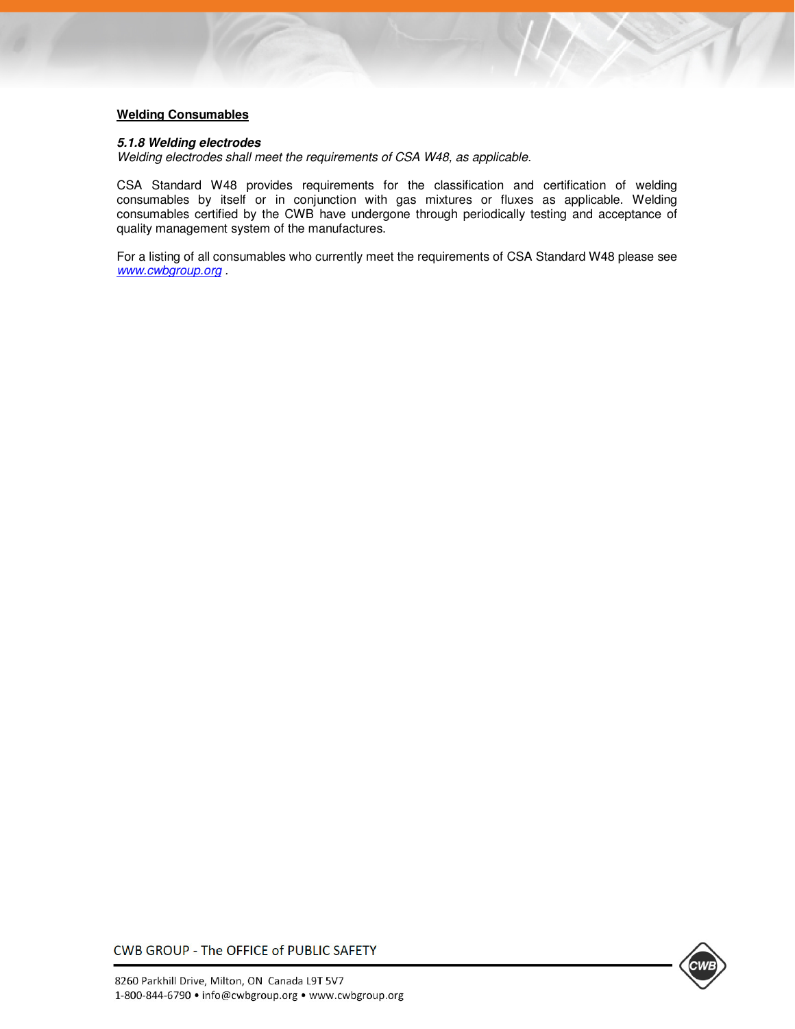**Welding Consumables**

***5.1.8 Welding electrodes***
*Welding electrodes shall meet the requirements of CSA W48, as applicable.*

CSA Standard W48 provides requirements for the classification and certification of welding consumables by itself or in conjunction with gas mixtures or fluxes as applicable. Welding consumables certified by the CWB have undergone through periodically testing and acceptance of quality management system of the manufactures.

For a listing of all consumables who currently meet the requirements of CSA Standard W48 please see [www.cwbgroup.org](http://www.cwbgroup.org) .